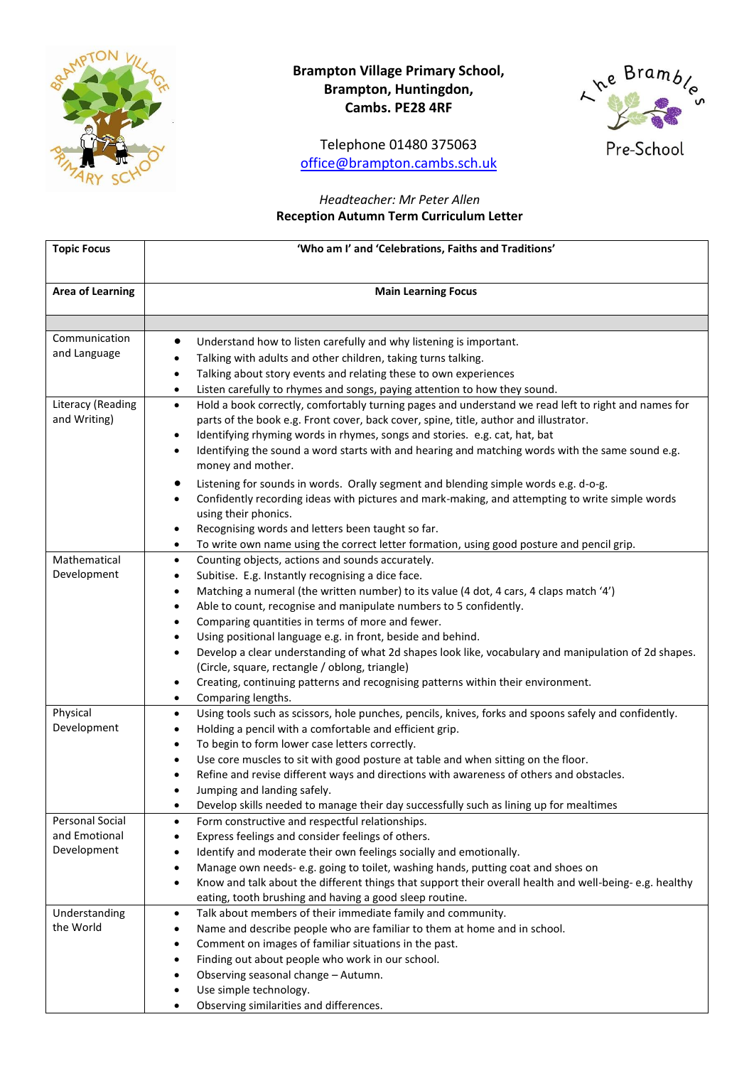**Brampton Village Primary School,**
**Brampton, Huntingdon,**
**Cambs. PE28 4RF**

Telephone 01480 375063
office@brampton.cambs.sch.uk

*Headteacher: Mr Peter Allen*
**Reception Autumn Term Curriculum Letter**

| **Topic Focus** | **'Who am I' and 'Celebrations, Faiths and Traditions'** |
|---|---|
| **Area of Learning** | **Main Learning Focus** |
| | |
| Communication and Language | • Understand how to listen carefully and why listening is important.<br>• Talking with adults and other children, taking turns talking.<br>• Talking about story events and relating these to own experiences<br>• Listen carefully to rhymes and songs, paying attention to how they sound. |
| Literacy (Reading and Writing) | • Hold a book correctly, comfortably turning pages and understand we read left to right and names for parts of the book e.g. Front cover, back cover, spine, title, author and illustrator.<br>• Identifying rhyming words in rhymes, songs and stories. e.g. cat, hat, bat<br>• Identifying the sound a word starts with and hearing and matching words with the same sound e.g. money and mother.<br>• Listening for sounds in words. Orally segment and blending simple words e.g. d-o-g.<br>• Confidently recording ideas with pictures and mark-making, and attempting to write simple words using their phonics.<br>• Recognising words and letters been taught so far.<br>• To write own name using the correct letter formation, using good posture and pencil grip. |
| Mathematical Development | • Counting objects, actions and sounds accurately.<br>• Subitise. E.g. Instantly recognising a dice face.<br>• Matching a numeral (the written number) to its value (4 dot, 4 cars, 4 claps match '4')<br>• Able to count, recognise and manipulate numbers to 5 confidently.<br>• Comparing quantities in terms of more and fewer.<br>• Using positional language e.g. in front, beside and behind.<br>• Develop a clear understanding of what 2d shapes look like, vocabulary and manipulation of 2d shapes. (Circle, square, rectangle / oblong, triangle)<br>• Creating, continuing patterns and recognising patterns within their environment.<br>• Comparing lengths. |
| Physical Development | • Using tools such as scissors, hole punches, pencils, knives, forks and spoons safely and confidently.<br>• Holding a pencil with a comfortable and efficient grip.<br>• To begin to form lower case letters correctly.<br>• Use core muscles to sit with good posture at table and when sitting on the floor.<br>• Refine and revise different ways and directions with awareness of others and obstacles.<br>• Jumping and landing safely.<br>• Develop skills needed to manage their day successfully such as lining up for mealtimes |
| Personal Social and Emotional Development | • Form constructive and respectful relationships.<br>• Express feelings and consider feelings of others.<br>• Identify and moderate their own feelings socially and emotionally.<br>• Manage own needs- e.g. going to toilet, washing hands, putting coat and shoes on<br>• Know and talk about the different things that support their overall health and well-being- e.g. healthy eating, tooth brushing and having a good sleep routine. |
| Understanding the World | • Talk about members of their immediate family and community.<br>• Name and describe people who are familiar to them at home and in school.<br>• Comment on images of familiar situations in the past.<br>• Finding out about people who work in our school.<br>• Observing seasonal change – Autumn.<br>• Use simple technology.<br>• Observing similarities and differences. |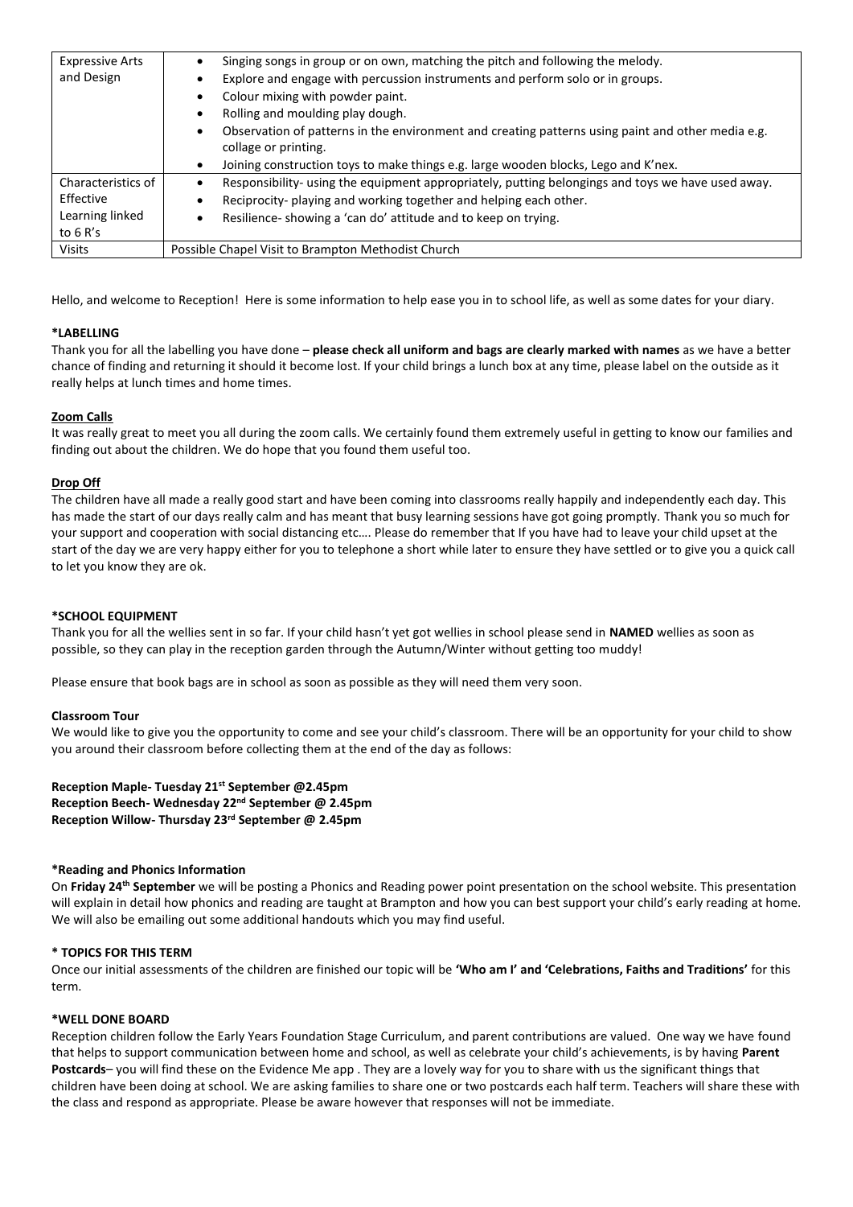| | |
|---|---|
| Expressive Arts and Design | • Singing songs in group or on own, matching the pitch and following the melody.<br>• Explore and engage with percussion instruments and perform solo or in groups.<br>• Colour mixing with powder paint.<br>• Rolling and moulding play dough.<br>• Observation of patterns in the environment and creating patterns using paint and other media e.g. collage or printing.<br>• Joining construction toys to make things e.g. large wooden blocks, Lego and K'nex. |
| Characteristics of Effective Learning linked to 6 R's | • Responsibility- using the equipment appropriately, putting belongings and toys we have used away.<br>• Reciprocity- playing and working together and helping each other.<br>• Resilience- showing a 'can do' attitude and to keep on trying. |
| Visits | Possible Chapel Visit to Brampton Methodist Church |

Hello, and welcome to Reception! Here is some information to help ease you in to school life, as well as some dates for your diary.

**\*LABELLING**

Thank you for all the labelling you have done – **please check all uniform and bags are clearly marked with names** as we have a better chance of finding and returning it should it become lost. If your child brings a lunch box at any time, please label on the outside as it really helps at lunch times and home times.

**Zoom Calls**

It was really great to meet you all during the zoom calls. We certainly found them extremely useful in getting to know our families and finding out about the children. We do hope that you found them useful too.

**Drop Off**

The children have all made a really good start and have been coming into classrooms really happily and independently each day. This has made the start of our days really calm and has meant that busy learning sessions have got going promptly. Thank you so much for your support and cooperation with social distancing etc…. Please do remember that If you have had to leave your child upset at the start of the day we are very happy either for you to telephone a short while later to ensure they have settled or to give you a quick call to let you know they are ok.

**\*SCHOOL EQUIPMENT**

Thank you for all the wellies sent in so far. If your child hasn't yet got wellies in school please send in **NAMED** wellies as soon as possible, so they can play in the reception garden through the Autumn/Winter without getting too muddy!

Please ensure that book bags are in school as soon as possible as they will need them very soon.

**Classroom Tour**

We would like to give you the opportunity to come and see your child's classroom. There will be an opportunity for your child to show you around their classroom before collecting them at the end of the day as follows:

**Reception Maple- Tuesday 21st September @2.45pm**
**Reception Beech- Wednesday 22nd September @ 2.45pm**
**Reception Willow- Thursday 23rd September @ 2.45pm**

**\*Reading and Phonics Information**

On **Friday 24th September** we will be posting a Phonics and Reading power point presentation on the school website. This presentation will explain in detail how phonics and reading are taught at Brampton and how you can best support your child's early reading at home. We will also be emailing out some additional handouts which you may find useful.

**\* TOPICS FOR THIS TERM**

Once our initial assessments of the children are finished our topic will be **'Who am I' and 'Celebrations, Faiths and Traditions'** for this term.

**\*WELL DONE BOARD**

Reception children follow the Early Years Foundation Stage Curriculum, and parent contributions are valued. One way we have found that helps to support communication between home and school, as well as celebrate your child's achievements, is by having **Parent Postcards**– you will find these on the Evidence Me app . They are a lovely way for you to share with us the significant things that children have been doing at school. We are asking families to share one or two postcards each half term. Teachers will share these with the class and respond as appropriate. Please be aware however that responses will not be immediate.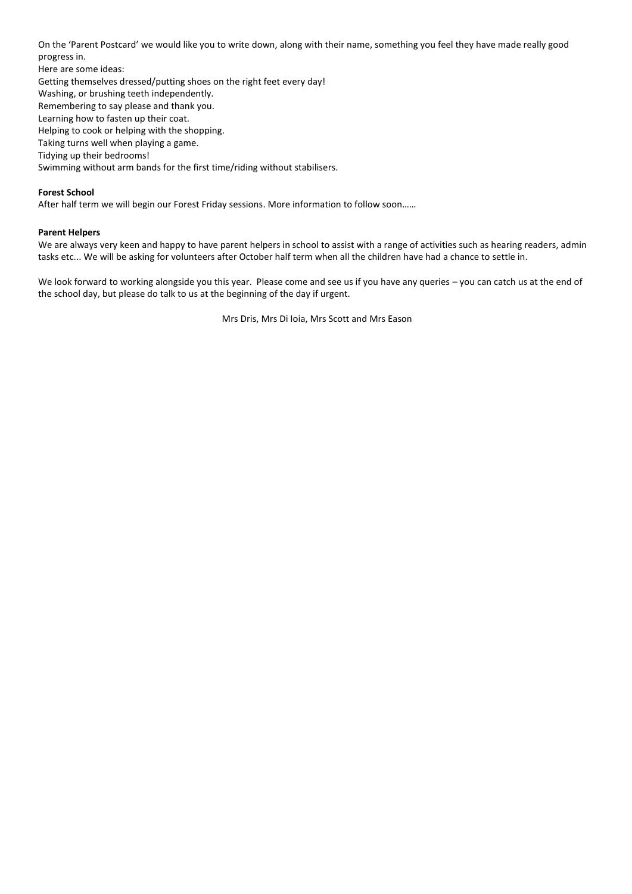On the 'Parent Postcard' we would like you to write down, along with their name, something you feel they have made really good progress in.

Here are some ideas:

Getting themselves dressed/putting shoes on the right feet every day!

Washing, or brushing teeth independently.

Remembering to say please and thank you.

Learning how to fasten up their coat.

Helping to cook or helping with the shopping.

Taking turns well when playing a game.

Tidying up their bedrooms!

Swimming without arm bands for the first time/riding without stabilisers.

**Forest School**

After half term we will begin our Forest Friday sessions. More information to follow soon……

**Parent Helpers**

We are always very keen and happy to have parent helpers in school to assist with a range of activities such as hearing readers, admin tasks etc... We will be asking for volunteers after October half term when all the children have had a chance to settle in.

We look forward to working alongside you this year. Please come and see us if you have any queries – you can catch us at the end of the school day, but please do talk to us at the beginning of the day if urgent.

Mrs Dris, Mrs Di Ioia, Mrs Scott and Mrs Eason